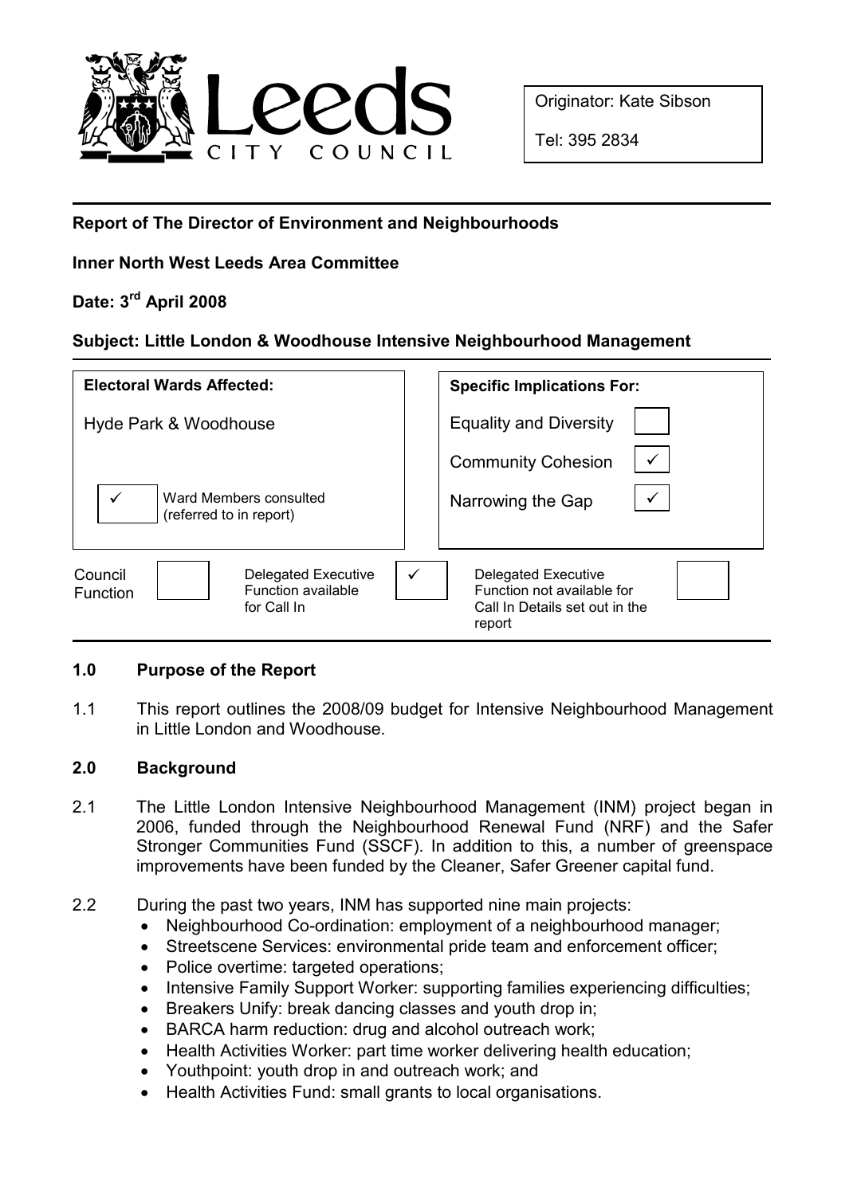Originator: Kate Sibson

Tel: 395 2834

**Report of The Director of Environment and Neighbourhoods**

**Inner North West Leeds Area Committee**

**Date: 3rd April 2008**

**Subject: Little London & Woodhouse Intensive Neighbourhood Management**

| Electoral Wards Affected: | Specific Implications For: | |
|---|---|---|
| Hyde Park & Woodhouse | Equality and Diversity | |
| | Community Cohesion | ✓ |
| ✓ Ward Members consulted (referred to in report) | Narrowing the Gap | ✓ |

| Council Function | | Delegated Executive Function available for Call In | ✓ | Delegated Executive Function not available for Call In Details set out in the report | |
|---|---|---|---|---|---|

## 1.0 Purpose of the Report

1.1 This report outlines the 2008/09 budget for Intensive Neighbourhood Management in Little London and Woodhouse.

## 2.0 Background

2.1 The Little London Intensive Neighbourhood Management (INM) project began in 2006, funded through the Neighbourhood Renewal Fund (NRF) and the Safer Stronger Communities Fund (SSCF). In addition to this, a number of greenspace improvements have been funded by the Cleaner, Safer Greener capital fund.

2.2 During the past two years, INM has supported nine main projects:

- Neighbourhood Co-ordination: employment of a neighbourhood manager;
- Streetscene Services: environmental pride team and enforcement officer;
- Police overtime: targeted operations;
- Intensive Family Support Worker: supporting families experiencing difficulties;
- Breakers Unify: break dancing classes and youth drop in;
- BARCA harm reduction: drug and alcohol outreach work;
- Health Activities Worker: part time worker delivering health education;
- Youthpoint: youth drop in and outreach work; and
- Health Activities Fund: small grants to local organisations.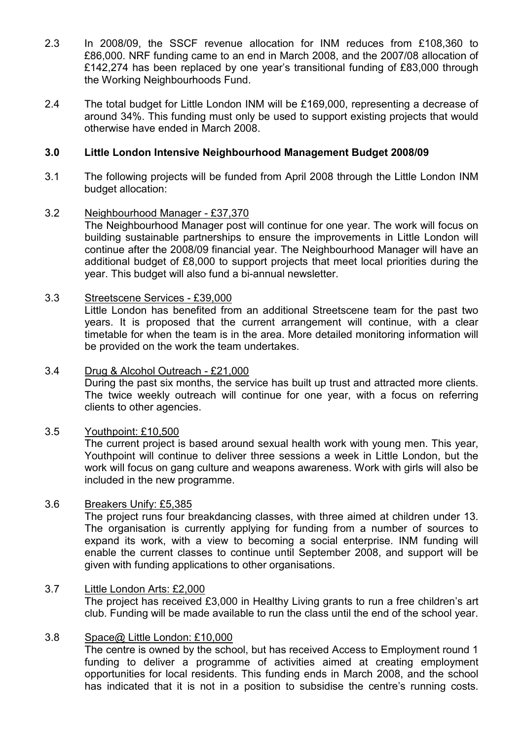2.3 In 2008/09, the SSCF revenue allocation for INM reduces from £108,360 to £86,000. NRF funding came to an end in March 2008, and the 2007/08 allocation of £142,274 has been replaced by one year's transitional funding of £83,000 through the Working Neighbourhoods Fund.

2.4 The total budget for Little London INM will be £169,000, representing a decrease of around 34%. This funding must only be used to support existing projects that would otherwise have ended in March 2008.

### 3.0 Little London Intensive Neighbourhood Management Budget 2008/09

3.1 The following projects will be funded from April 2008 through the Little London INM budget allocation:

3.2 Neighbourhood Manager - £37,370

The Neighbourhood Manager post will continue for one year. The work will focus on building sustainable partnerships to ensure the improvements in Little London will continue after the 2008/09 financial year. The Neighbourhood Manager will have an additional budget of £8,000 to support projects that meet local priorities during the year. This budget will also fund a bi-annual newsletter.

3.3 Streetscene Services - £39,000

Little London has benefited from an additional Streetscene team for the past two years. It is proposed that the current arrangement will continue, with a clear timetable for when the team is in the area. More detailed monitoring information will be provided on the work the team undertakes.

3.4 Drug & Alcohol Outreach - £21,000

During the past six months, the service has built up trust and attracted more clients. The twice weekly outreach will continue for one year, with a focus on referring clients to other agencies.

3.5 Youthpoint: £10,500

The current project is based around sexual health work with young men. This year, Youthpoint will continue to deliver three sessions a week in Little London, but the work will focus on gang culture and weapons awareness. Work with girls will also be included in the new programme.

3.6 Breakers Unify: £5,385

The project runs four breakdancing classes, with three aimed at children under 13. The organisation is currently applying for funding from a number of sources to expand its work, with a view to becoming a social enterprise. INM funding will enable the current classes to continue until September 2008, and support will be given with funding applications to other organisations.

3.7 Little London Arts: £2,000

The project has received £3,000 in Healthy Living grants to run a free children's art club. Funding will be made available to run the class until the end of the school year.

3.8 Space@ Little London: £10,000

The centre is owned by the school, but has received Access to Employment round 1 funding to deliver a programme of activities aimed at creating employment opportunities for local residents. This funding ends in March 2008, and the school has indicated that it is not in a position to subsidise the centre's running costs.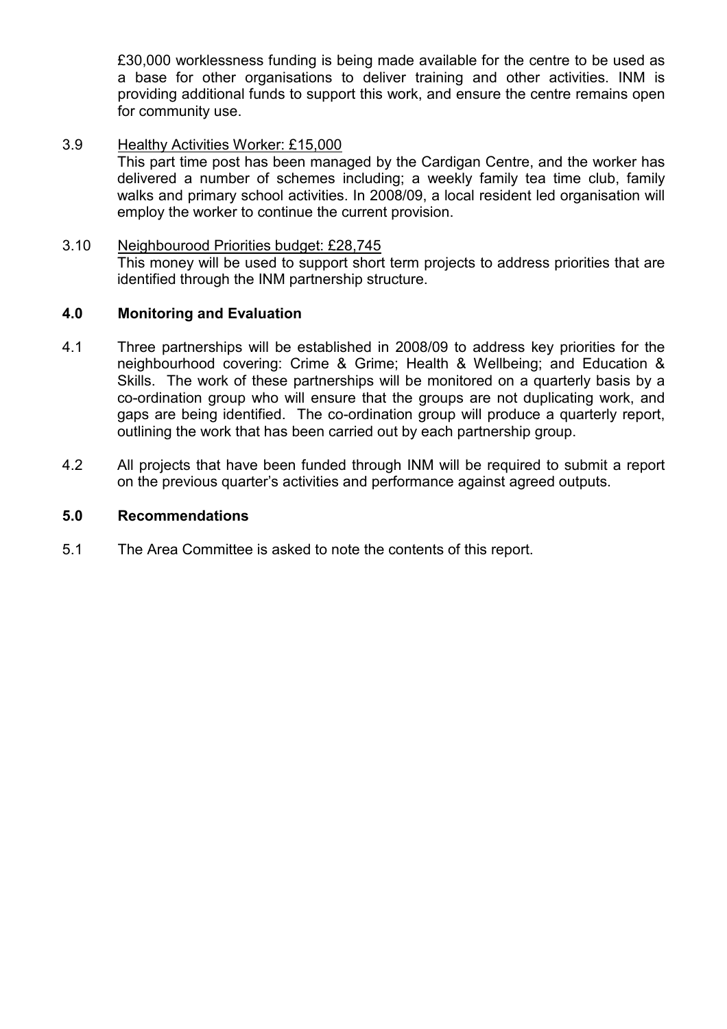£30,000 worklessness funding is being made available for the centre to be used as a base for other organisations to deliver training and other activities. INM is providing additional funds to support this work, and ensure the centre remains open for community use.

3.9 Healthy Activities Worker: £15,000

This part time post has been managed by the Cardigan Centre, and the worker has delivered a number of schemes including; a weekly family tea time club, family walks and primary school activities. In 2008/09, a local resident led organisation will employ the worker to continue the current provision.

3.10 Neighbourood Priorities budget: £28,745

This money will be used to support short term projects to address priorities that are identified through the INM partnership structure.

## 4.0 Monitoring and Evaluation

4.1 Three partnerships will be established in 2008/09 to address key priorities for the neighbourhood covering: Crime & Grime; Health & Wellbeing; and Education & Skills. The work of these partnerships will be monitored on a quarterly basis by a co-ordination group who will ensure that the groups are not duplicating work, and gaps are being identified. The co-ordination group will produce a quarterly report, outlining the work that has been carried out by each partnership group.

4.2 All projects that have been funded through INM will be required to submit a report on the previous quarter's activities and performance against agreed outputs.

## 5.0 Recommendations

5.1 The Area Committee is asked to note the contents of this report.